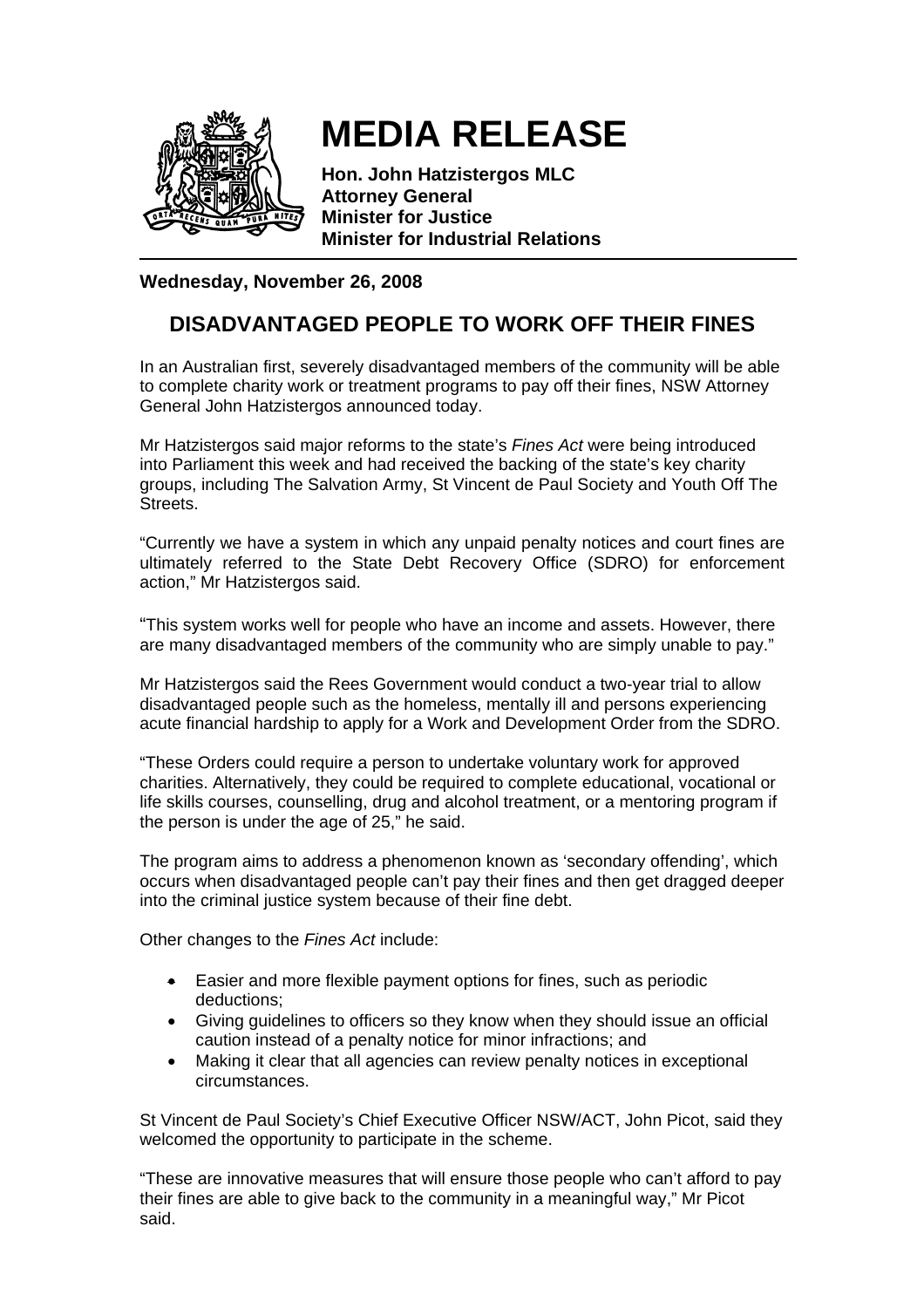# MEDIA RELEASE

**Hon. John Hatzistergos MLC**
**Attorney General**
**Minister for Justice**
**Minister for Industrial Relations**

**Wednesday, November 26, 2008**

## DISADVANTAGED PEOPLE TO WORK OFF THEIR FINES

In an Australian first, severely disadvantaged members of the community will be able to complete charity work or treatment programs to pay off their fines, NSW Attorney General John Hatzistergos announced today.

Mr Hatzistergos said major reforms to the state's *Fines Act* were being introduced into Parliament this week and had received the backing of the state's key charity groups, including The Salvation Army, St Vincent de Paul Society and Youth Off The Streets.

"Currently we have a system in which any unpaid penalty notices and court fines are ultimately referred to the State Debt Recovery Office (SDRO) for enforcement action," Mr Hatzistergos said.

"This system works well for people who have an income and assets. However, there are many disadvantaged members of the community who are simply unable to pay."

Mr Hatzistergos said the Rees Government would conduct a two-year trial to allow disadvantaged people such as the homeless, mentally ill and persons experiencing acute financial hardship to apply for a Work and Development Order from the SDRO.

"These Orders could require a person to undertake voluntary work for approved charities. Alternatively, they could be required to complete educational, vocational or life skills courses, counselling, drug and alcohol treatment, or a mentoring program if the person is under the age of 25," he said.

The program aims to address a phenomenon known as 'secondary offending', which occurs when disadvantaged people can't pay their fines and then get dragged deeper into the criminal justice system because of their fine debt.

Other changes to the *Fines Act* include:

- Easier and more flexible payment options for fines, such as periodic deductions;
- Giving guidelines to officers so they know when they should issue an official caution instead of a penalty notice for minor infractions; and
- Making it clear that all agencies can review penalty notices in exceptional circumstances.

St Vincent de Paul Society's Chief Executive Officer NSW/ACT, John Picot, said they welcomed the opportunity to participate in the scheme.

"These are innovative measures that will ensure those people who can't afford to pay their fines are able to give back to the community in a meaningful way," Mr Picot said.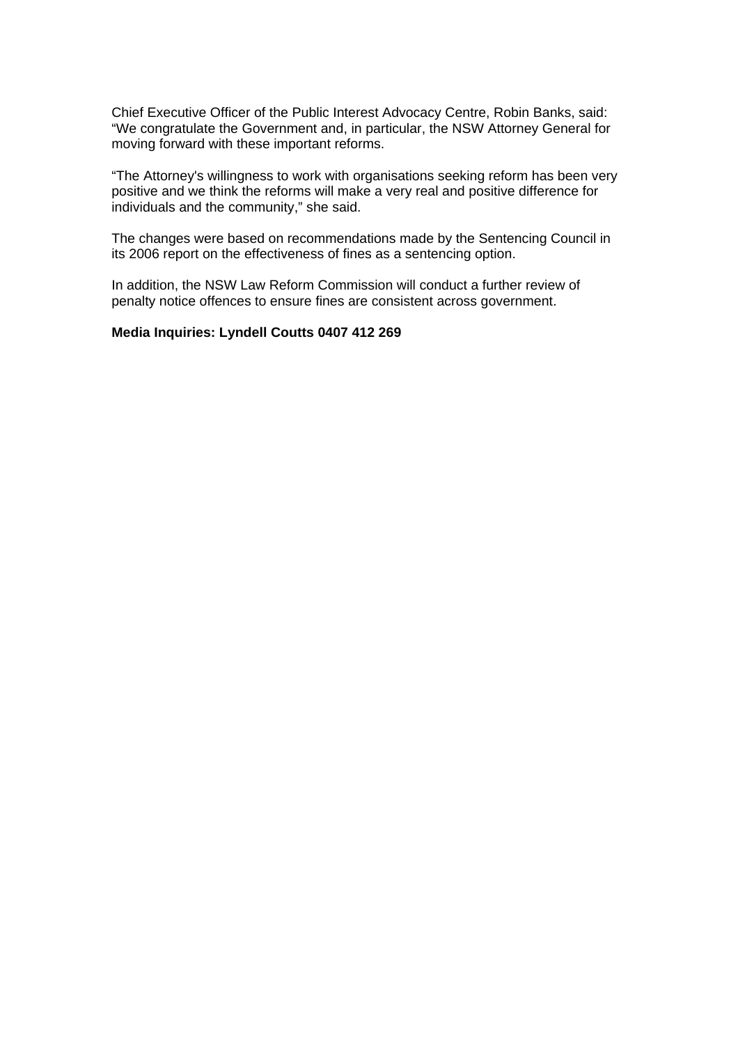Chief Executive Officer of the Public Interest Advocacy Centre, Robin Banks, said: “We congratulate the Government and, in particular, the NSW Attorney General for moving forward with these important reforms.

“The Attorney's willingness to work with organisations seeking reform has been very positive and we think the reforms will make a very real and positive difference for individuals and the community,” she said.

The changes were based on recommendations made by the Sentencing Council in its 2006 report on the effectiveness of fines as a sentencing option.

In addition, the NSW Law Reform Commission will conduct a further review of penalty notice offences to ensure fines are consistent across government.

**Media Inquiries: Lyndell Coutts 0407 412 269**